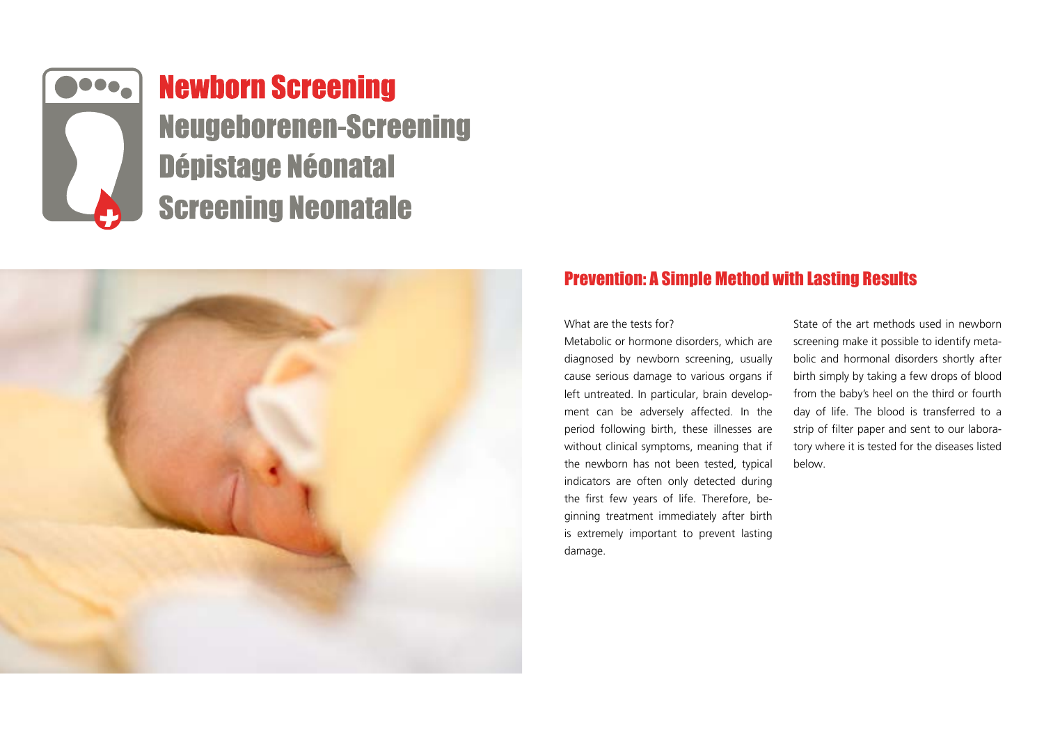# Newborn Screening

## Neugeborenen-Screening

## Dépistage Néonatal

## Screening Neonatale

## Prevention: A Simple Method with Lasting Results

What are the tests for?

Metabolic or hormone disorders, which are diagnosed by newborn screening, usually cause serious damage to various organs if left untreated. In particular, brain development can be adversely affected. In the period following birth, these illnesses are without clinical symptoms, meaning that if the newborn has not been tested, typical indicators are often only detected during the first few years of life. Therefore, beginning treatment immediately after birth is extremely important to prevent lasting damage.

State of the art methods used in newborn screening make it possible to identify metabolic and hormonal disorders shortly after birth simply by taking a few drops of blood from the baby's heel on the third or fourth day of life. The blood is transferred to a strip of filter paper and sent to our laboratory where it is tested for the diseases listed below.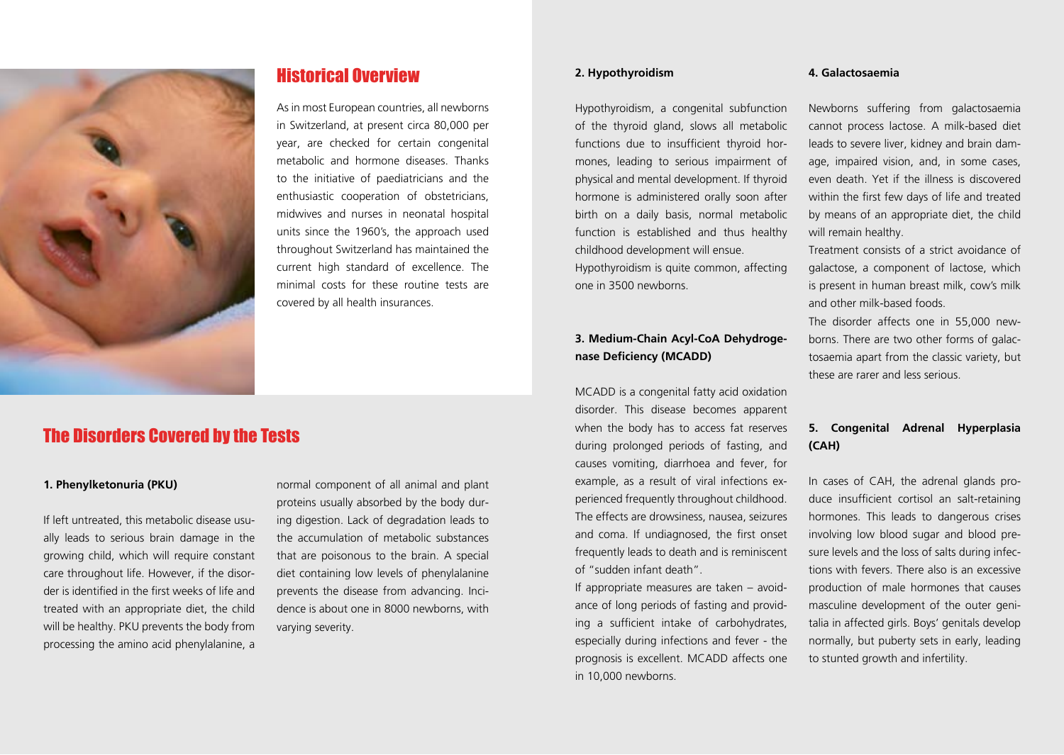## Historical Overview

As in most European countries, all newborns in Switzerland, at present circa 80,000 per year, are checked for certain congenital metabolic and hormone diseases. Thanks to the initiative of paediatricians and the enthusiastic cooperation of obstetricians, midwives and nurses in neonatal hospital units since the 1960's, the approach used throughout Switzerland has maintained the current high standard of excellence. The minimal costs for these routine tests are covered by all health insurances.

## The Disorders Covered by the Tests

**1. Phenylketonuria (PKU)**

If left untreated, this metabolic disease usually leads to serious brain damage in the growing child, which will require constant care throughout life. However, if the disorder is identified in the first weeks of life and treated with an appropriate diet, the child will be healthy. PKU prevents the body from processing the amino acid phenylalanine, a normal component of all animal and plant proteins usually absorbed by the body during digestion. Lack of degradation leads to the accumulation of metabolic substances that are poisonous to the brain. A special diet containing low levels of phenylalanine prevents the disease from advancing. Incidence is about one in 8000 newborns, with varying severity.

**2. Hypothyroidism**

Hypothyroidism, a congenital subfunction of the thyroid gland, slows all metabolic functions due to insufficient thyroid hormones, leading to serious impairment of physical and mental development. If thyroid hormone is administered orally soon after birth on a daily basis, normal metabolic function is established and thus healthy childhood development will ensue.

Hypothyroidism is quite common, affecting one in 3500 newborns.

**3. Medium-Chain Acyl-CoA Dehydrogenase Deficiency (MCADD)**

MCADD is a congenital fatty acid oxidation disorder. This disease becomes apparent when the body has to access fat reserves during prolonged periods of fasting, and causes vomiting, diarrhoea and fever, for example, as a result of viral infections experienced frequently throughout childhood. The effects are drowsiness, nausea, seizures and coma. If undiagnosed, the first onset frequently leads to death and is reminiscent of "sudden infant death".

If appropriate measures are taken – avoidance of long periods of fasting and providing a sufficient intake of carbohydrates, especially during infections and fever - the prognosis is excellent. MCADD affects one in 10,000 newborns.

**4. Galactosaemia**

Newborns suffering from galactosaemia cannot process lactose. A milk-based diet leads to severe liver, kidney and brain damage, impaired vision, and, in some cases, even death. Yet if the illness is discovered within the first few days of life and treated by means of an appropriate diet, the child will remain healthy.

Treatment consists of a strict avoidance of galactose, a component of lactose, which is present in human breast milk, cow's milk and other milk-based foods.

The disorder affects one in 55,000 newborns. There are two other forms of galactosaemia apart from the classic variety, but these are rarer and less serious.

**5. Congenital Adrenal Hyperplasia (CAH)**

In cases of CAH, the adrenal glands produce insufficient cortisol an salt-retaining hormones. This leads to dangerous crises involving low blood sugar and blood presure levels and the loss of salts during infections with fevers. There also is an excessive production of male hormones that causes masculine development of the outer genitalia in affected girls. Boys' genitals develop normally, but puberty sets in early, leading to stunted growth and infertility.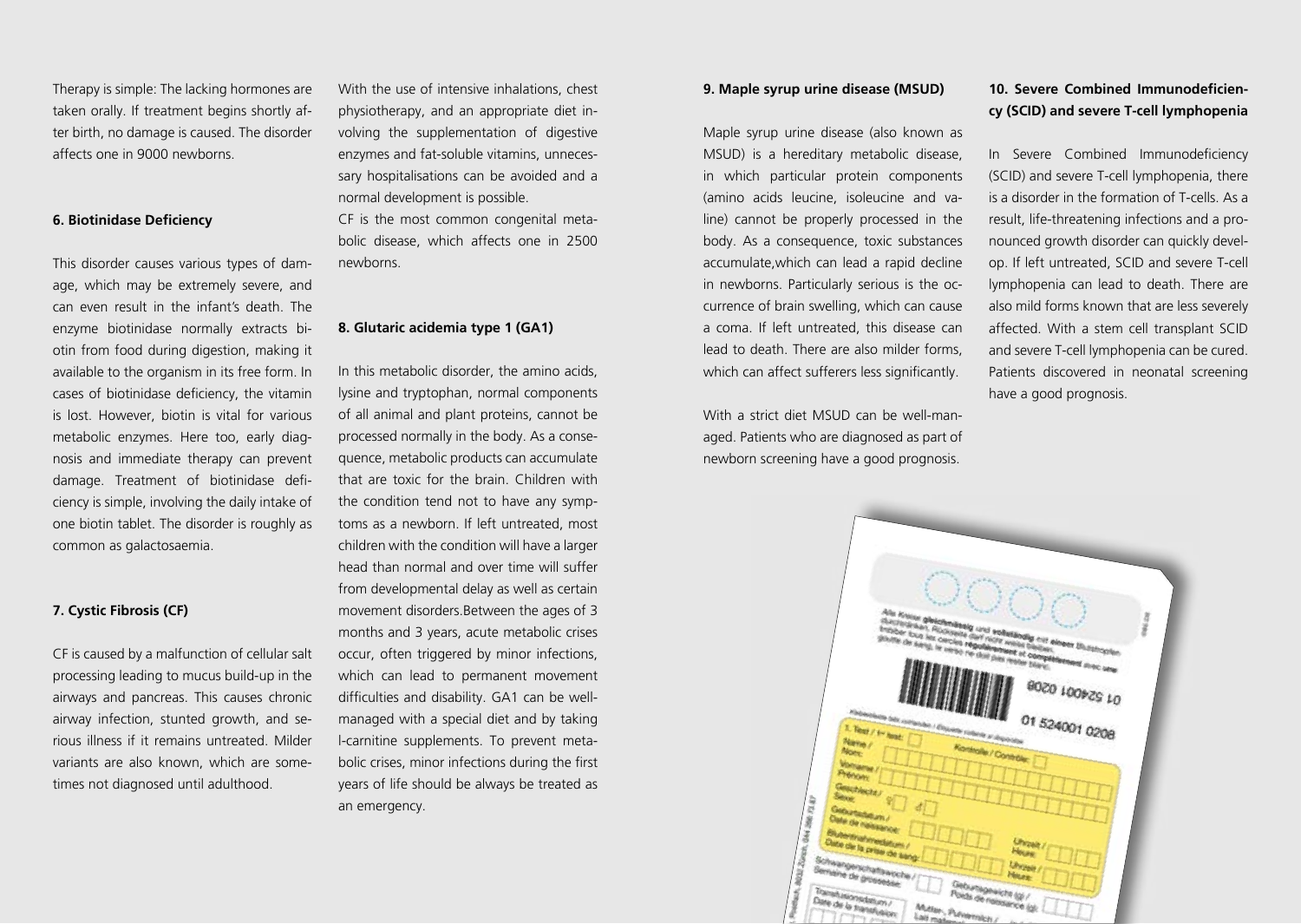Therapy is simple: The lacking hormones are taken orally. If treatment begins shortly after birth, no damage is caused. The disorder affects one in 9000 newborns.

#### 6. Biotinidase Deficiency

This disorder causes various types of damage, which may be extremely severe, and can even result in the infant's death. The enzyme biotinidase normally extracts biotin from food during digestion, making it available to the organism in its free form. In cases of biotinidase deficiency, the vitamin is lost. However, biotin is vital for various metabolic enzymes. Here too, early diagnosis and immediate therapy can prevent damage. Treatment of biotinidase deficiency is simple, involving the daily intake of one biotin tablet. The disorder is roughly as common as galactosaemia.

#### 7. Cystic Fibrosis (CF)

CF is caused by a malfunction of cellular salt processing leading to mucus build-up in the airways and pancreas. This causes chronic airway infection, stunted growth, and serious illness if it remains untreated. Milder variants are also known, which are sometimes not diagnosed until adulthood.

With the use of intensive inhalations, chest physiotherapy, and an appropriate diet involving the supplementation of digestive enzymes and fat-soluble vitamins, unnecessary hospitalisations can be avoided and a normal development is possible.

CF is the most common congenital metabolic disease, which affects one in 2500 newborns.

#### 8. Glutaric acidemia type 1 (GA1)

In this metabolic disorder, the amino acids, lysine and tryptophan, normal components of all animal and plant proteins, cannot be processed normally in the body. As a consequence, metabolic products can accumulate that are toxic for the brain. Children with the condition tend not to have any symptoms as a newborn. If left untreated, most children with the condition will have a larger head than normal and over time will suffer from developmental delay as well as certain movement disorders.Between the ages of 3 months and 3 years, acute metabolic crises occur, often triggered by minor infections, which can lead to permanent movement difficulties and disability. GA1 can be well-managed with a special diet and by taking l-carnitine supplements. To prevent metabolic crises, minor infections during the first years of life should be always be treated as an emergency.

#### 9. Maple syrup urine disease (MSUD)

Maple syrup urine disease (also known as MSUD) is a hereditary metabolic disease, in which particular protein components (amino acids leucine, isoleucine and valine) cannot be properly processed in the body. As a consequence, toxic substances accumulate,which can lead a rapid decline in newborns. Particularly serious is the occurrence of brain swelling, which can cause a coma. If left untreated, this disease can lead to death. There are also milder forms, which can affect sufferers less significantly.

With a strict diet MSUD can be well-managed. Patients who are diagnosed as part of newborn screening have a good prognosis.

#### 10. Severe Combined Immunodeficiency (SCID) and severe T-cell lymphopenia

In Severe Combined Immunodeficiency (SCID) and severe T-cell lymphopenia, there is a disorder in the formation of T-cells. As a result, life-threatening infections and a pronounced growth disorder can quickly develop. If left untreated, SCID and severe T-cell lymphopenia can lead to death. There are also mild forms known that are less severely affected. With a stem cell transplant SCID and severe T-cell lymphopenia can be cured. Patients discovered in neonatal screening have a good prognosis.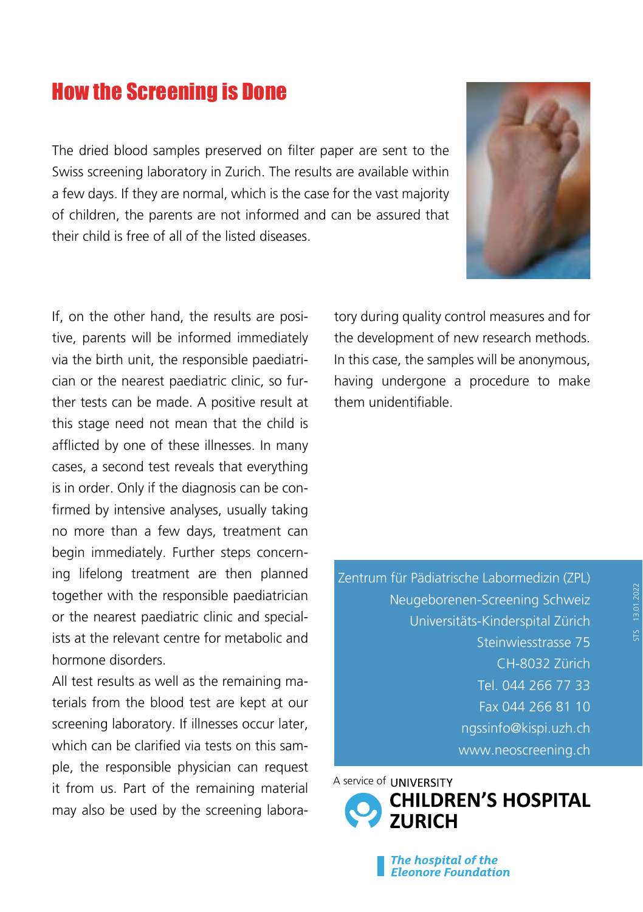## How the Screening is Done

The dried blood samples preserved on filter paper are sent to the Swiss screening laboratory in Zurich. The results are available within a few days. If they are normal, which is the case for the vast majority of children, the parents are not informed and can be assured that their child is free of all of the listed diseases.

If, on the other hand, the results are positive, parents will be informed immediately via the birth unit, the responsible paediatrician or the nearest paediatric clinic, so further tests can be made. A positive result at this stage need not mean that the child is afflicted by one of these illnesses. In many cases, a second test reveals that everything is in order. Only if the diagnosis can be confirmed by intensive analyses, usually taking no more than a few days, treatment can begin immediately. Further steps concerning lifelong treatment are then planned together with the responsible paediatrician or the nearest paediatric clinic and specialists at the relevant centre for metabolic and hormone disorders.

All test results as well as the remaining materials from the blood test are kept at our screening laboratory. If illnesses occur later, which can be clarified via tests on this sample, the responsible physician can request it from us. Part of the remaining material may also be used by the screening laboratory during quality control measures and for the development of new research methods. In this case, the samples will be anonymous, having undergone a procedure to make them unidentifiable.

Zentrum für Pädiatrische Labormedizin (ZPL)
Neugeborenen-Screening Schweiz
Universitäts-Kinderspital Zürich
Steinwiesstrasse 75
CH-8032 Zürich
Tel. 044 266 77 33
Fax 044 266 81 10
ngssinfo@kispi.uzh.ch
www.neoscreening.ch

A service of UNIVERSITY CHILDREN'S HOSPITAL ZURICH

*The hospital of the Eleonore Foundation*

STS 13.01.2022